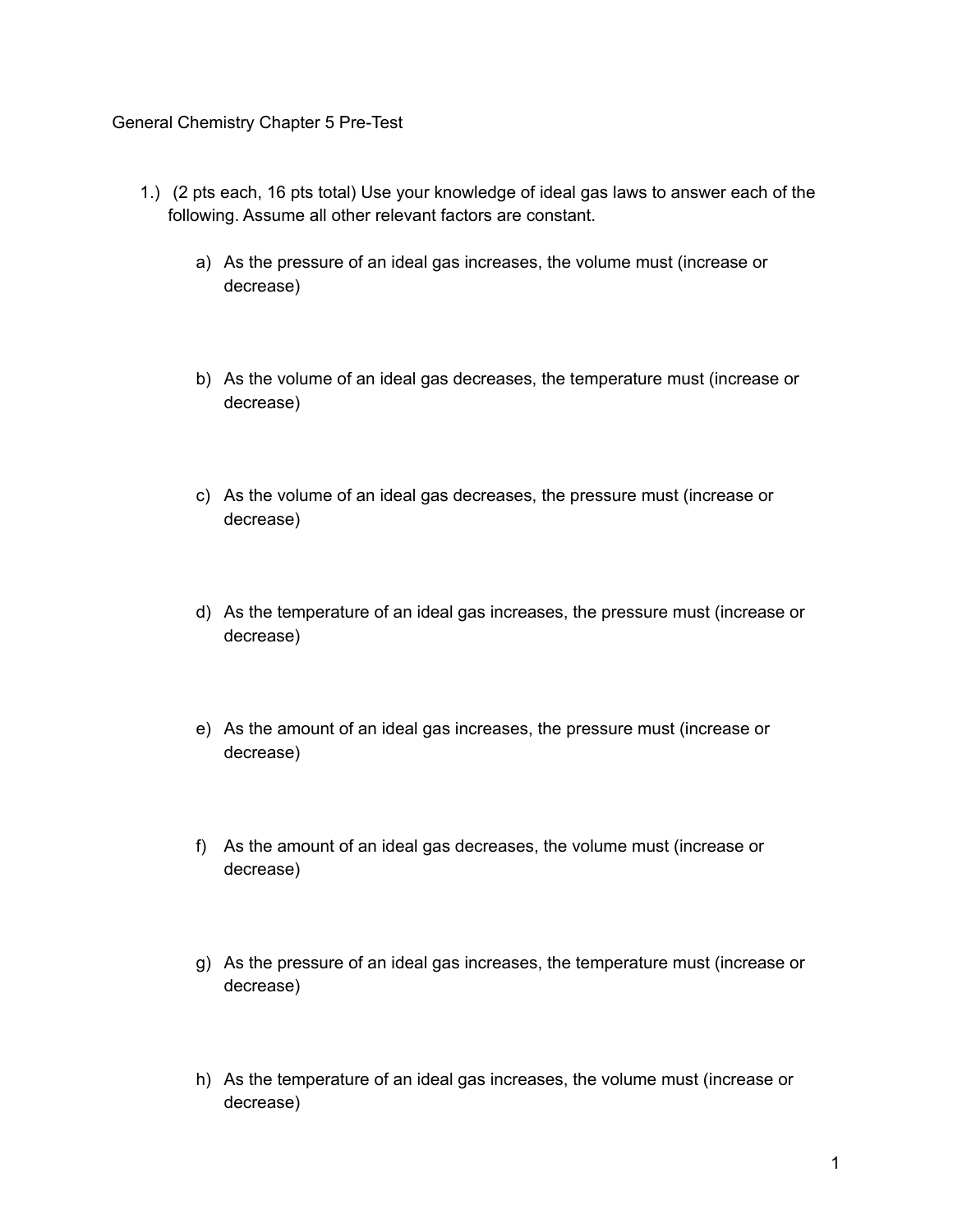General Chemistry Chapter 5 Pre-Test

1.) (2 pts each, 16 pts total) Use your knowledge of ideal gas laws to answer each of the following. Assume all other relevant factors are constant.

   a) As the pressure of an ideal gas increases, the volume must (increase or decrease)

   b) As the volume of an ideal gas decreases, the temperature must (increase or decrease)

   c) As the volume of an ideal gas decreases, the pressure must (increase or decrease)

   d) As the temperature of an ideal gas increases, the pressure must (increase or decrease)

   e) As the amount of an ideal gas increases, the pressure must (increase or decrease)

   f) As the amount of an ideal gas decreases, the volume must (increase or decrease)

   g) As the pressure of an ideal gas increases, the temperature must (increase or decrease)

   h) As the temperature of an ideal gas increases, the volume must (increase or decrease)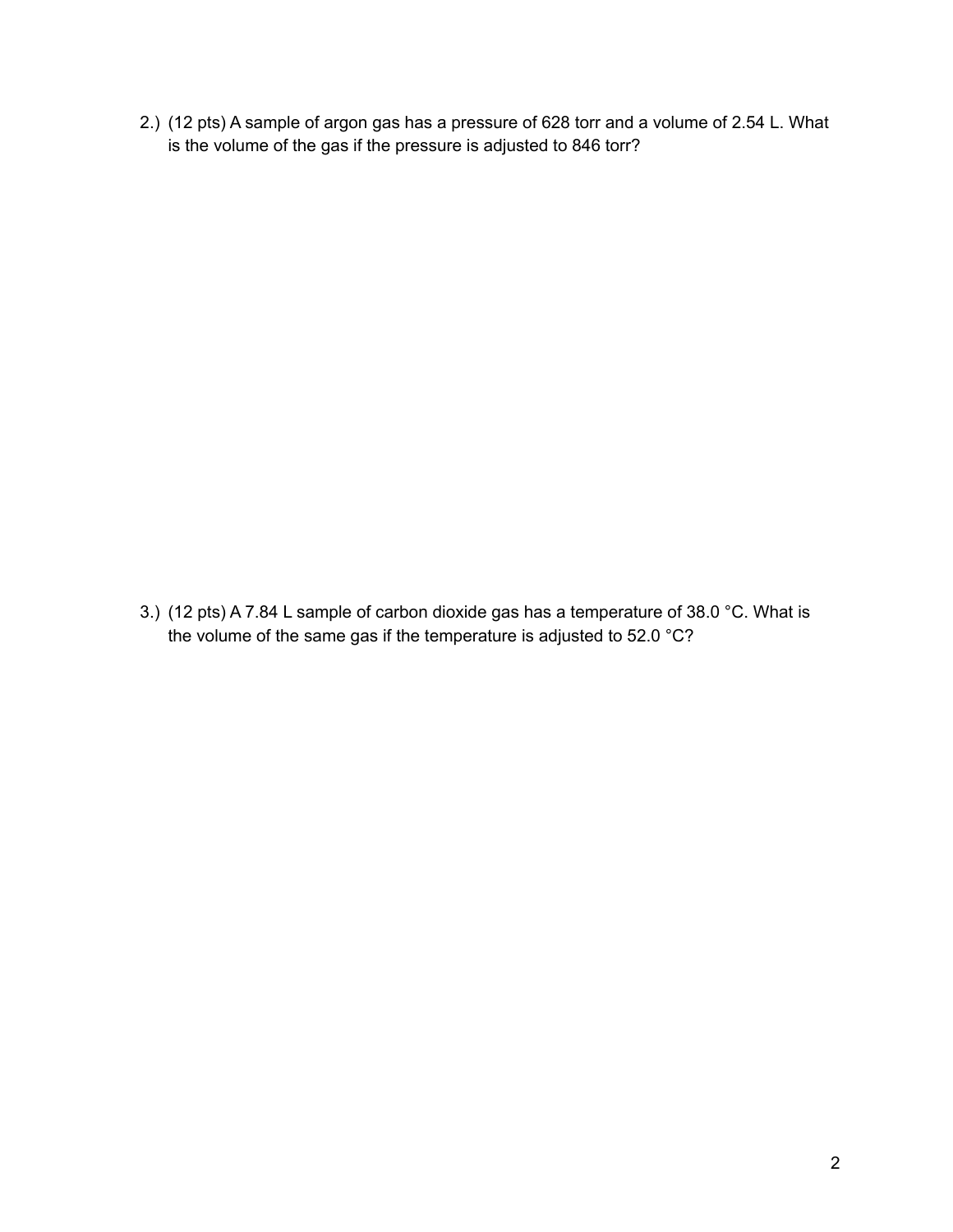2.) (12 pts) A sample of argon gas has a pressure of 628 torr and a volume of 2.54 L. What is the volume of the gas if the pressure is adjusted to 846 torr?

3.) (12 pts) A 7.84 L sample of carbon dioxide gas has a temperature of 38.0 °C. What is the volume of the same gas if the temperature is adjusted to 52.0 °C?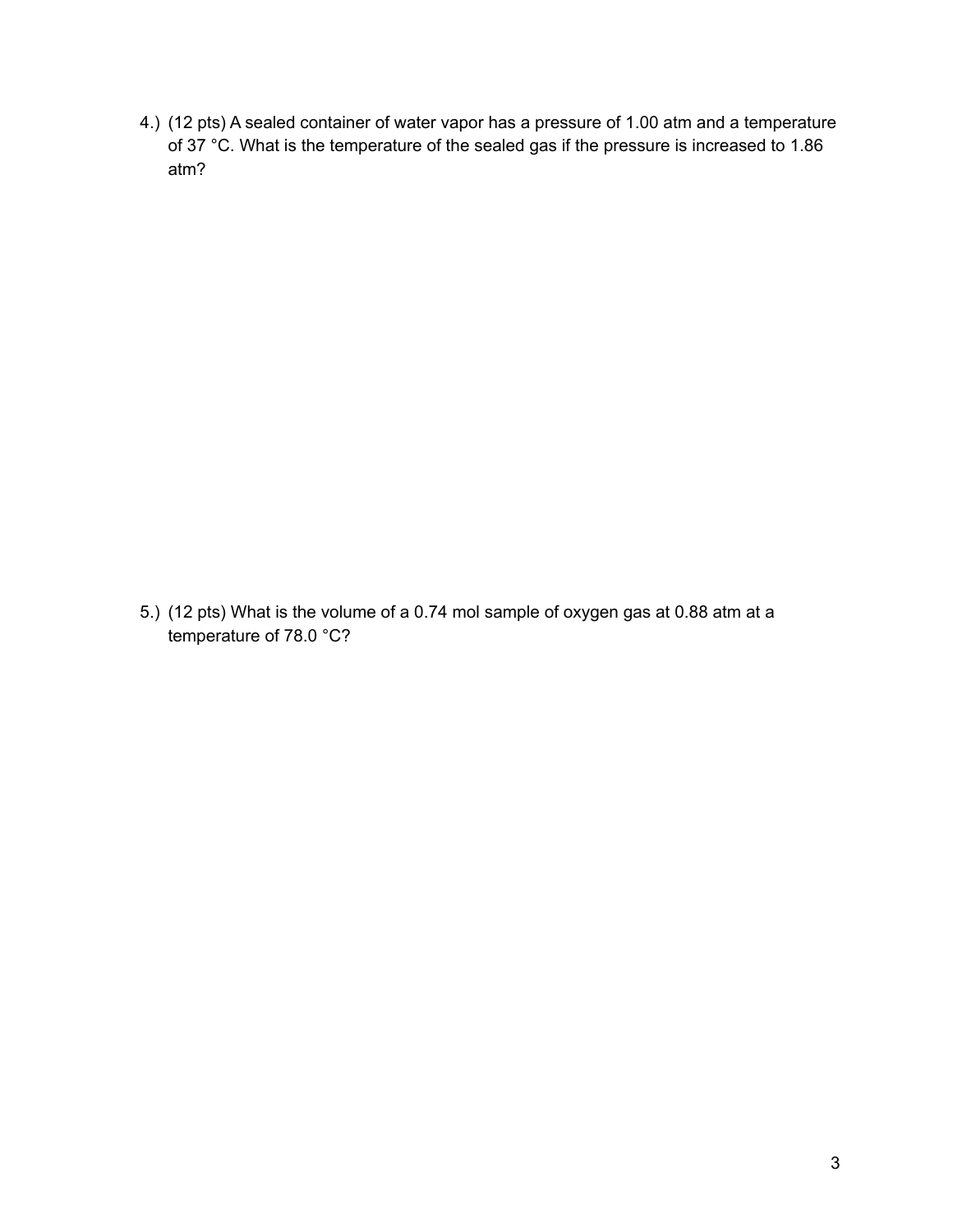4.) (12 pts) A sealed container of water vapor has a pressure of 1.00 atm and a temperature of 37 °C. What is the temperature of the sealed gas if the pressure is increased to 1.86 atm?

5.) (12 pts) What is the volume of a 0.74 mol sample of oxygen gas at 0.88 atm at a temperature of 78.0 °C?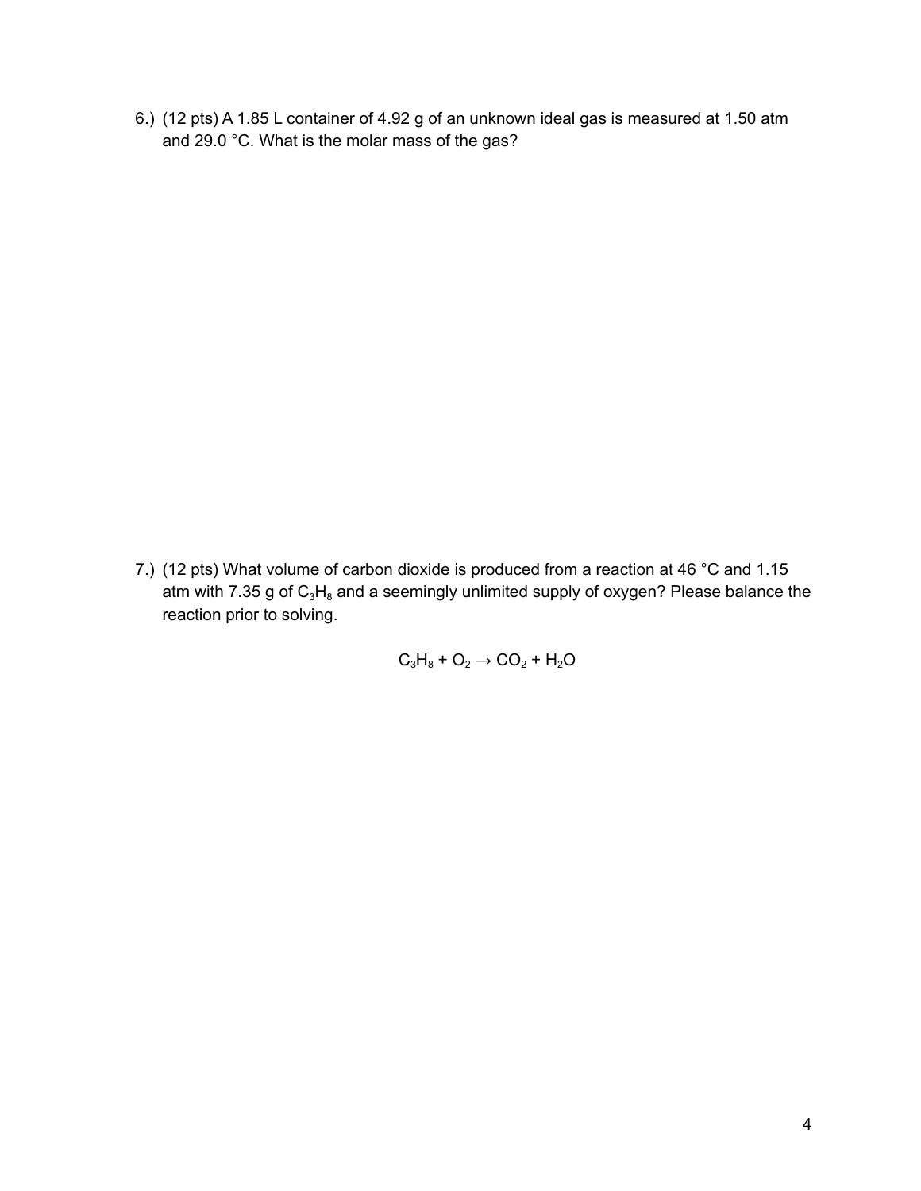6.) (12 pts) A 1.85 L container of 4.92 g of an unknown ideal gas is measured at 1.50 atm and 29.0 °C. What is the molar mass of the gas?

7.) (12 pts) What volume of carbon dioxide is produced from a reaction at 46 °C and 1.15 atm with 7.35 g of $C_3H_8$ and a seemingly unlimited supply of oxygen? Please balance the reaction prior to solving.

$$C_3H_8 + O_2 \rightarrow CO_2 + H_2O$$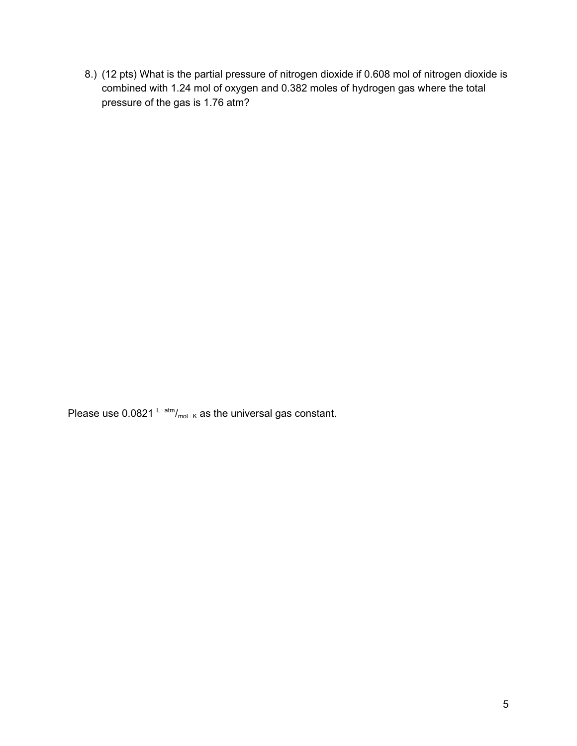8.) (12 pts) What is the partial pressure of nitrogen dioxide if 0.608 mol of nitrogen dioxide is combined with 1.24 mol of oxygen and 0.382 moles of hydrogen gas where the total pressure of the gas is 1.76 atm?

Please use 0.0821 $^{L \cdot atm}/_{mol \cdot K}$ as the universal gas constant.